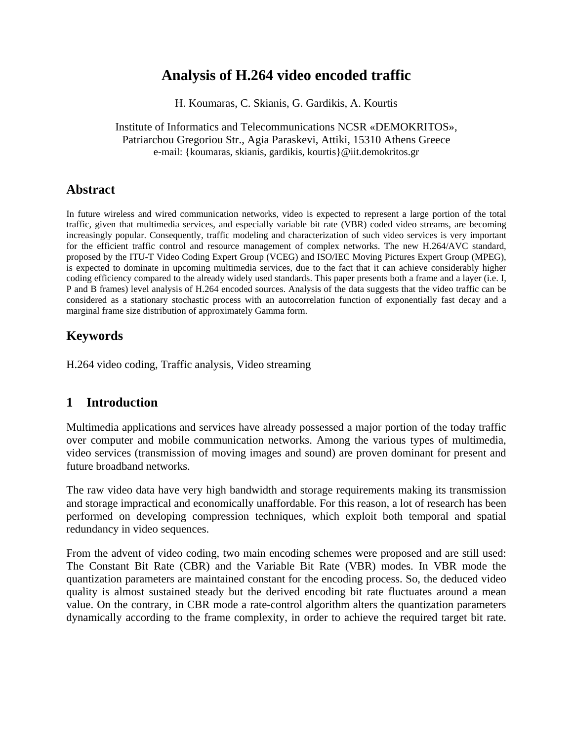# Analysis of H.264 video encoded traffic

H. Koumaras, C. Skianis, G. Gardikis, A. Kourtis

Institute of Informatics and Telecommunications NCSR «DEMOKRITOS»,
Patriarchou Gregoriou Str., Agia Paraskevi, Attiki, 15310 Athens Greece
e-mail: {koumaras, skianis, gardikis, kourtis}@iit.demokritos.gr

## Abstract

In future wireless and wired communication networks, video is expected to represent a large portion of the total traffic, given that multimedia services, and especially variable bit rate (VBR) coded video streams, are becoming increasingly popular. Consequently, traffic modeling and characterization of such video services is very important for the efficient traffic control and resource management of complex networks. The new H.264/AVC standard, proposed by the ITU-T Video Coding Expert Group (VCEG) and ISO/IEC Moving Pictures Expert Group (MPEG), is expected to dominate in upcoming multimedia services, due to the fact that it can achieve considerably higher coding efficiency compared to the already widely used standards. This paper presents both a frame and a layer (i.e. I, P and B frames) level analysis of H.264 encoded sources. Analysis of the data suggests that the video traffic can be considered as a stationary stochastic process with an autocorrelation function of exponentially fast decay and a marginal frame size distribution of approximately Gamma form.

## Keywords

H.264 video coding, Traffic analysis, Video streaming

## 1 Introduction

Multimedia applications and services have already possessed a major portion of the today traffic over computer and mobile communication networks. Among the various types of multimedia, video services (transmission of moving images and sound) are proven dominant for present and future broadband networks.

The raw video data have very high bandwidth and storage requirements making its transmission and storage impractical and economically unaffordable. For this reason, a lot of research has been performed on developing compression techniques, which exploit both temporal and spatial redundancy in video sequences.

From the advent of video coding, two main encoding schemes were proposed and are still used: The Constant Bit Rate (CBR) and the Variable Bit Rate (VBR) modes. In VBR mode the quantization parameters are maintained constant for the encoding process. So, the deduced video quality is almost sustained steady but the derived encoding bit rate fluctuates around a mean value. On the contrary, in CBR mode a rate-control algorithm alters the quantization parameters dynamically according to the frame complexity, in order to achieve the required target bit rate.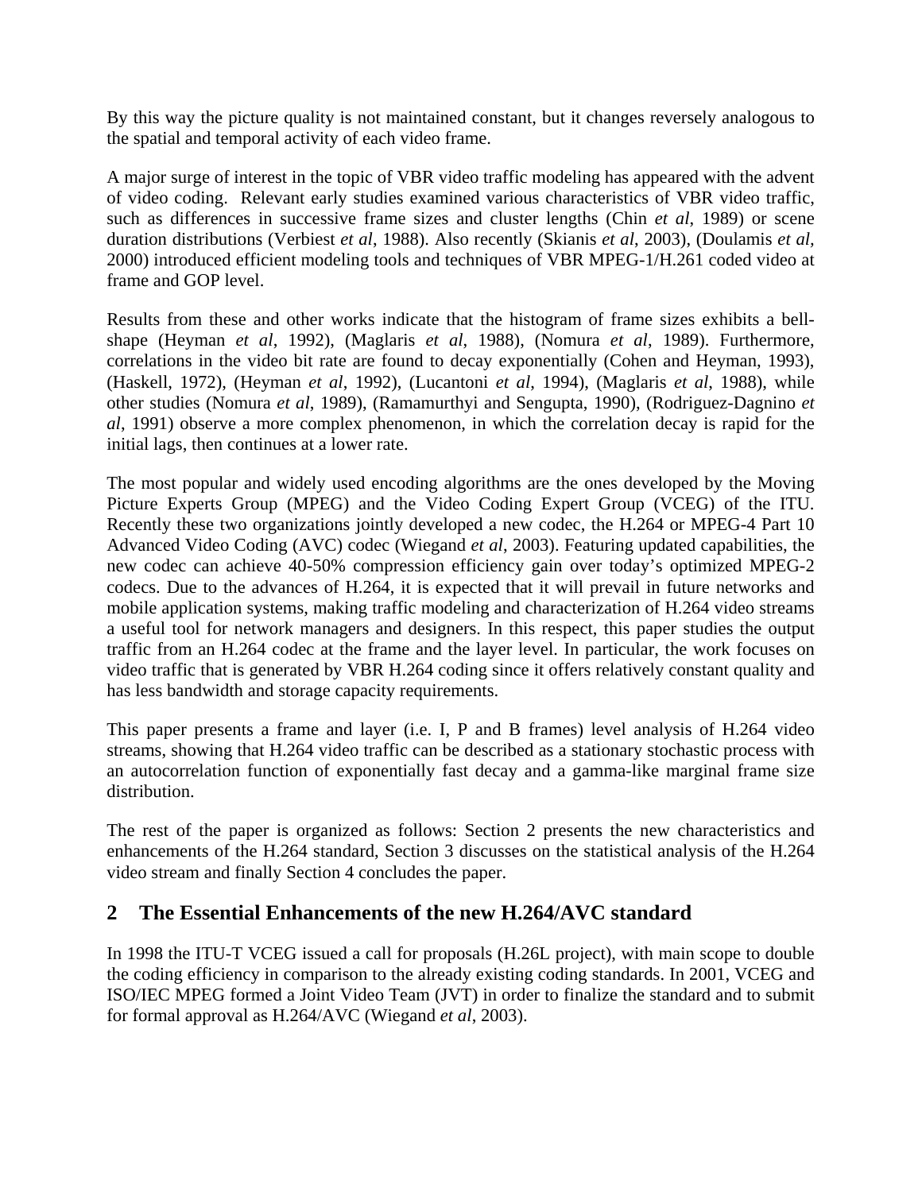By this way the picture quality is not maintained constant, but it changes reversely analogous to the spatial and temporal activity of each video frame.

A major surge of interest in the topic of VBR video traffic modeling has appeared with the advent of video coding. Relevant early studies examined various characteristics of VBR video traffic, such as differences in successive frame sizes and cluster lengths (Chin *et al*, 1989) or scene duration distributions (Verbiest *et al*, 1988). Also recently (Skianis *et al*, 2003), (Doulamis *et al*, 2000) introduced efficient modeling tools and techniques of VBR MPEG-1/H.261 coded video at frame and GOP level.

Results from these and other works indicate that the histogram of frame sizes exhibits a bell-shape (Heyman *et al*, 1992), (Maglaris *et al*, 1988), (Nomura *et al*, 1989). Furthermore, correlations in the video bit rate are found to decay exponentially (Cohen and Heyman, 1993), (Haskell, 1972), (Heyman *et al*, 1992), (Lucantoni *et al*, 1994), (Maglaris *et al*, 1988), while other studies (Nomura *et al*, 1989), (Ramamurthyi and Sengupta, 1990), (Rodriguez-Dagnino *et al*, 1991) observe a more complex phenomenon, in which the correlation decay is rapid for the initial lags, then continues at a lower rate.

The most popular and widely used encoding algorithms are the ones developed by the Moving Picture Experts Group (MPEG) and the Video Coding Expert Group (VCEG) of the ITU. Recently these two organizations jointly developed a new codec, the H.264 or MPEG-4 Part 10 Advanced Video Coding (AVC) codec (Wiegand *et al*, 2003). Featuring updated capabilities, the new codec can achieve 40-50% compression efficiency gain over today's optimized MPEG-2 codecs. Due to the advances of H.264, it is expected that it will prevail in future networks and mobile application systems, making traffic modeling and characterization of H.264 video streams a useful tool for network managers and designers. In this respect, this paper studies the output traffic from an H.264 codec at the frame and the layer level. In particular, the work focuses on video traffic that is generated by VBR H.264 coding since it offers relatively constant quality and has less bandwidth and storage capacity requirements.

This paper presents a frame and layer (i.e. I, P and B frames) level analysis of H.264 video streams, showing that H.264 video traffic can be described as a stationary stochastic process with an autocorrelation function of exponentially fast decay and a gamma-like marginal frame size distribution.

The rest of the paper is organized as follows: Section 2 presents the new characteristics and enhancements of the H.264 standard, Section 3 discusses on the statistical analysis of the H.264 video stream and finally Section 4 concludes the paper.

## 2 The Essential Enhancements of the new H.264/AVC standard

In 1998 the ITU-T VCEG issued a call for proposals (H.26L project), with main scope to double the coding efficiency in comparison to the already existing coding standards. In 2001, VCEG and ISO/IEC MPEG formed a Joint Video Team (JVT) in order to finalize the standard and to submit for formal approval as H.264/AVC (Wiegand *et al*, 2003).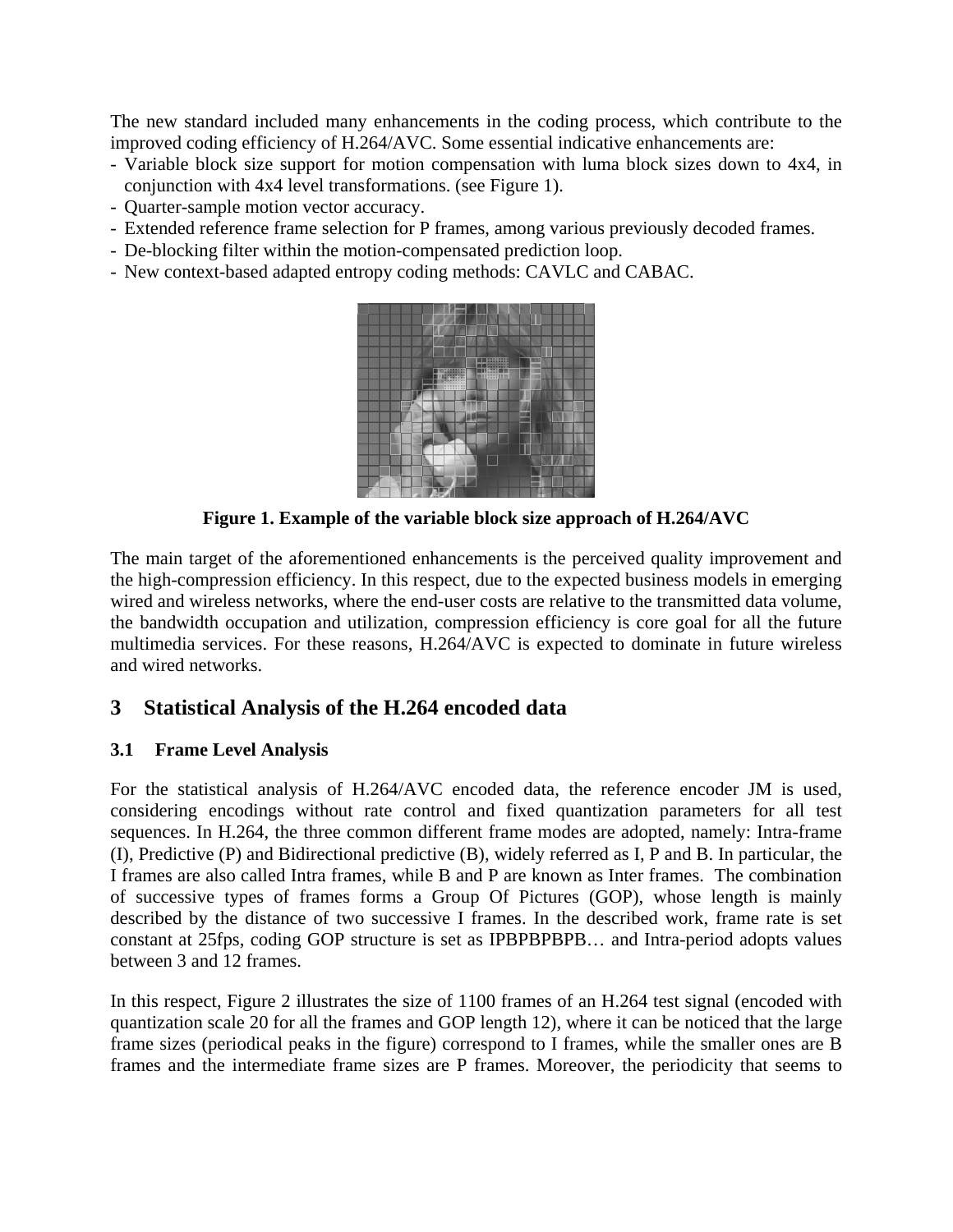The new standard included many enhancements in the coding process, which contribute to the improved coding efficiency of H.264/AVC. Some essential indicative enhancements are:

- Variable block size support for motion compensation with luma block sizes down to 4x4, in conjunction with 4x4 level transformations. (see Figure 1).
- Quarter-sample motion vector accuracy.
- Extended reference frame selection for P frames, among various previously decoded frames.
- De-blocking filter within the motion-compensated prediction loop.
- New context-based adapted entropy coding methods: CAVLC and CABAC.

**Figure 1. Example of the variable block size approach of H.264/AVC**

The main target of the aforementioned enhancements is the perceived quality improvement and the high-compression efficiency. In this respect, due to the expected business models in emerging wired and wireless networks, where the end-user costs are relative to the transmitted data volume, the bandwidth occupation and utilization, compression efficiency is core goal for all the future multimedia services. For these reasons, H.264/AVC is expected to dominate in future wireless and wired networks.

## 3 Statistical Analysis of the H.264 encoded data

### 3.1 Frame Level Analysis

For the statistical analysis of H.264/AVC encoded data, the reference encoder JM is used, considering encodings without rate control and fixed quantization parameters for all test sequences. In H.264, the three common different frame modes are adopted, namely: Intra-frame (I), Predictive (P) and Bidirectional predictive (B), widely referred as I, P and B. In particular, the I frames are also called Intra frames, while B and P are known as Inter frames. The combination of successive types of frames forms a Group Of Pictures (GOP), whose length is mainly described by the distance of two successive I frames. In the described work, frame rate is set constant at 25fps, coding GOP structure is set as IPBPBPBPB… and Intra-period adopts values between 3 and 12 frames.

In this respect, Figure 2 illustrates the size of 1100 frames of an H.264 test signal (encoded with quantization scale 20 for all the frames and GOP length 12), where it can be noticed that the large frame sizes (periodical peaks in the figure) correspond to I frames, while the smaller ones are B frames and the intermediate frame sizes are P frames. Moreover, the periodicity that seems to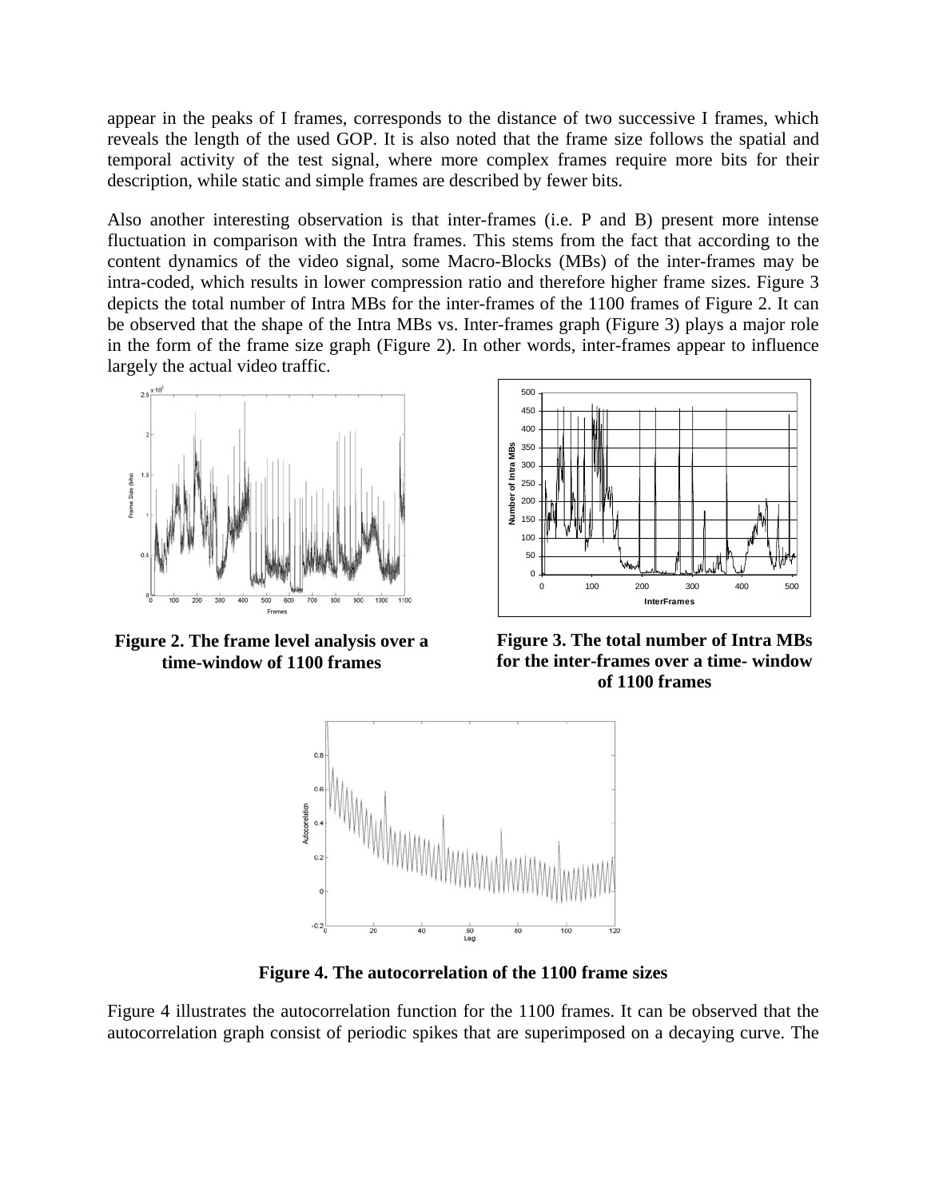appear in the peaks of I frames, corresponds to the distance of two successive I frames, which reveals the length of the used GOP. It is also noted that the frame size follows the spatial and temporal activity of the test signal, where more complex frames require more bits for their description, while static and simple frames are described by fewer bits.

Also another interesting observation is that inter-frames (i.e. P and B) present more intense fluctuation in comparison with the Intra frames. This stems from the fact that according to the content dynamics of the video signal, some Macro-Blocks (MBs) of the inter-frames may be intra-coded, which results in lower compression ratio and therefore higher frame sizes. Figure 3 depicts the total number of Intra MBs for the inter-frames of the 1100 frames of Figure 2. It can be observed that the shape of the Intra MBs vs. Inter-frames graph (Figure 3) plays a major role in the form of the frame size graph (Figure 2). In other words, inter-frames appear to influence largely the actual video traffic.

**Figure 2. The frame level analysis over a time-window of 1100 frames**

**Figure 3. The total number of Intra MBs for the inter-frames over a time- window of 1100 frames**

**Figure 4. The autocorrelation of the 1100 frame sizes**

Figure 4 illustrates the autocorrelation function for the 1100 frames. It can be observed that the autocorrelation graph consist of periodic spikes that are superimposed on a decaying curve. The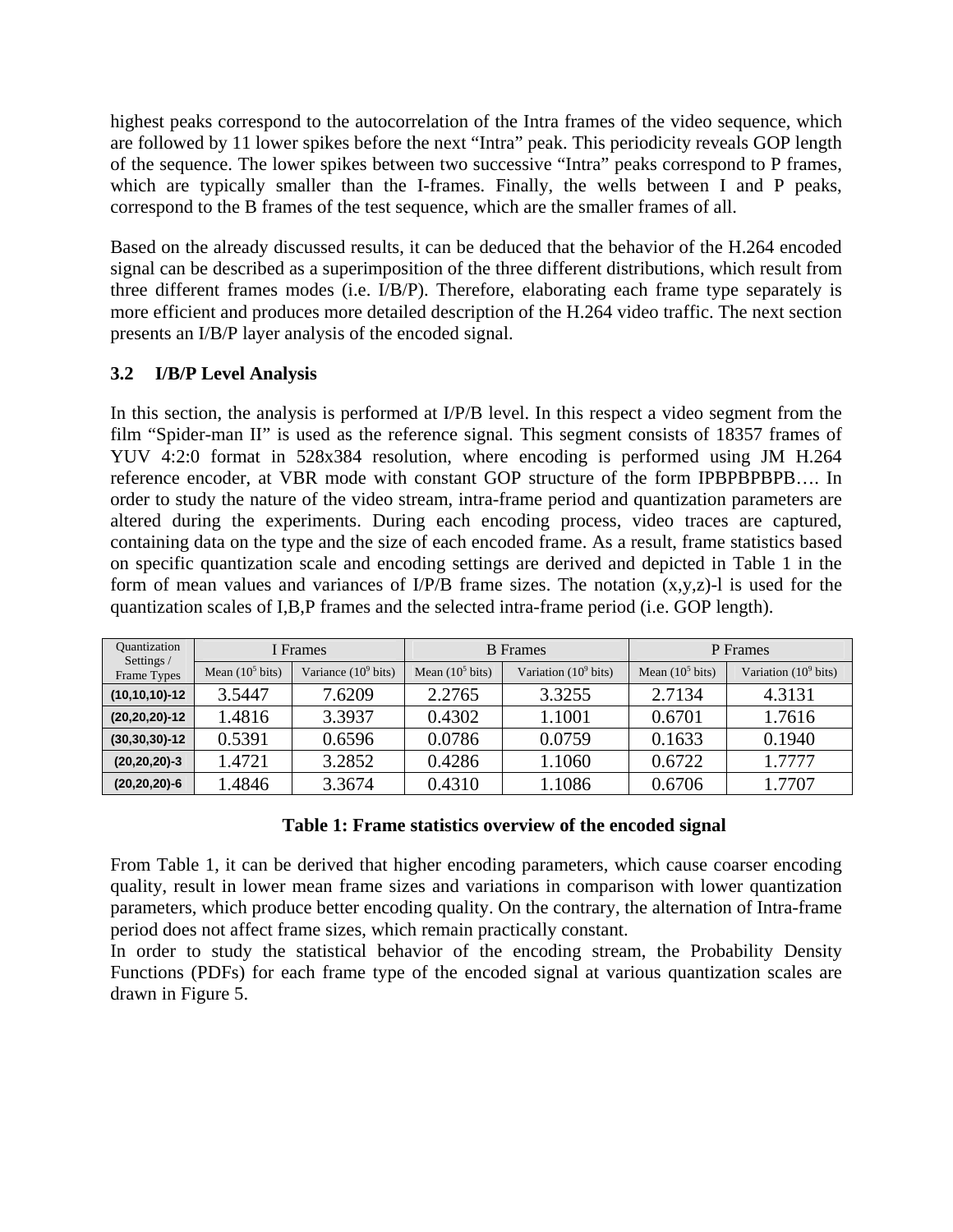highest peaks correspond to the autocorrelation of the Intra frames of the video sequence, which are followed by 11 lower spikes before the next "Intra" peak. This periodicity reveals GOP length of the sequence. The lower spikes between two successive "Intra" peaks correspond to P frames, which are typically smaller than the I-frames. Finally, the wells between I and P peaks, correspond to the B frames of the test sequence, which are the smaller frames of all.

Based on the already discussed results, it can be deduced that the behavior of the H.264 encoded signal can be described as a superimposition of the three different distributions, which result from three different frames modes (i.e. I/B/P). Therefore, elaborating each frame type separately is more efficient and produces more detailed description of the H.264 video traffic. The next section presents an I/B/P layer analysis of the encoded signal.

### 3.2 I/B/P Level Analysis

In this section, the analysis is performed at I/P/B level. In this respect a video segment from the film "Spider-man II" is used as the reference signal. This segment consists of 18357 frames of YUV 4:2:0 format in 528x384 resolution, where encoding is performed using JM H.264 reference encoder, at VBR mode with constant GOP structure of the form IPBPBPBPB…. In order to study the nature of the video stream, intra-frame period and quantization parameters are altered during the experiments. During each encoding process, video traces are captured, containing data on the type and the size of each encoded frame. As a result, frame statistics based on specific quantization scale and encoding settings are derived and depicted in Table 1 in the form of mean values and variances of I/P/B frame sizes. The notation (x,y,z)-l is used for the quantization scales of I,B,P frames and the selected intra-frame period (i.e. GOP length).

| Quantization Settings / Frame Types | I Frames | | B Frames | | P Frames | |
|---|---|---|---|---|---|---|
| | Mean ($10^5$ bits) | Variance ($10^9$ bits) | Mean ($10^5$ bits) | Variation ($10^9$ bits) | Mean ($10^5$ bits) | Variation ($10^9$ bits) |
| **(10,10,10)-12** | 3.5447 | 7.6209 | 2.2765 | 3.3255 | 2.7134 | 4.3131 |
| **(20,20,20)-12** | 1.4816 | 3.3937 | 0.4302 | 1.1001 | 0.6701 | 1.7616 |
| **(30,30,30)-12** | 0.5391 | 0.6596 | 0.0786 | 0.0759 | 0.1633 | 0.1940 |
| **(20,20,20)-3** | 1.4721 | 3.2852 | 0.4286 | 1.1060 | 0.6722 | 1.7777 |
| **(20,20,20)-6** | 1.4846 | 3.3674 | 0.4310 | 1.1086 | 0.6706 | 1.7707 |

**Table 1: Frame statistics overview of the encoded signal**

From Table 1, it can be derived that higher encoding parameters, which cause coarser encoding quality, result in lower mean frame sizes and variations in comparison with lower quantization parameters, which produce better encoding quality. On the contrary, the alternation of Intra-frame period does not affect frame sizes, which remain practically constant.

In order to study the statistical behavior of the encoding stream, the Probability Density Functions (PDFs) for each frame type of the encoded signal at various quantization scales are drawn in Figure 5.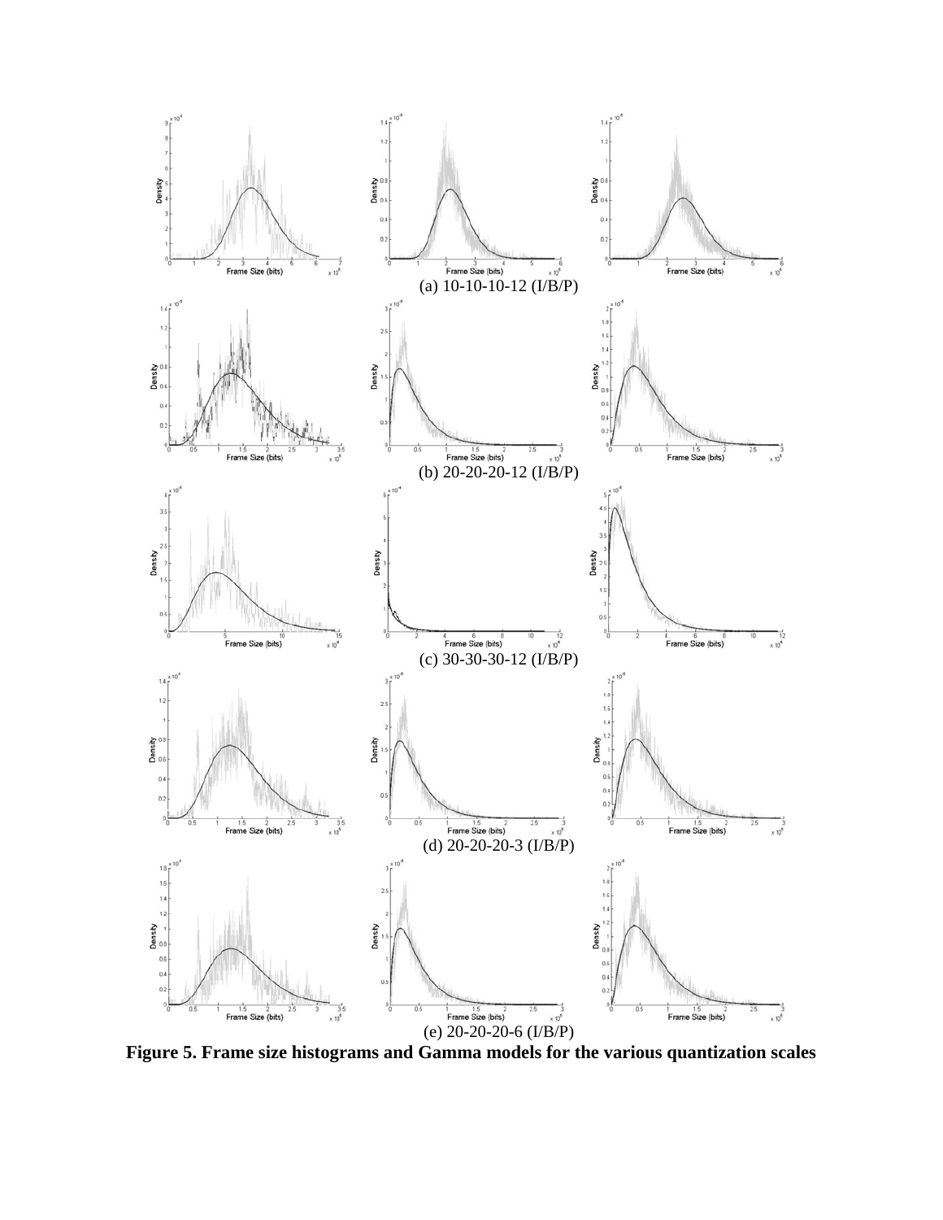(a) 10-10-10-12 (I/B/P)

(b) 20-20-20-12 (I/B/P)

(c) 30-30-30-12 (I/B/P)

(d) 20-20-20-3 (I/B/P)

(e) 20-20-20-6 (I/B/P)

**Figure 5. Frame size histograms and Gamma models for the various quantization scales**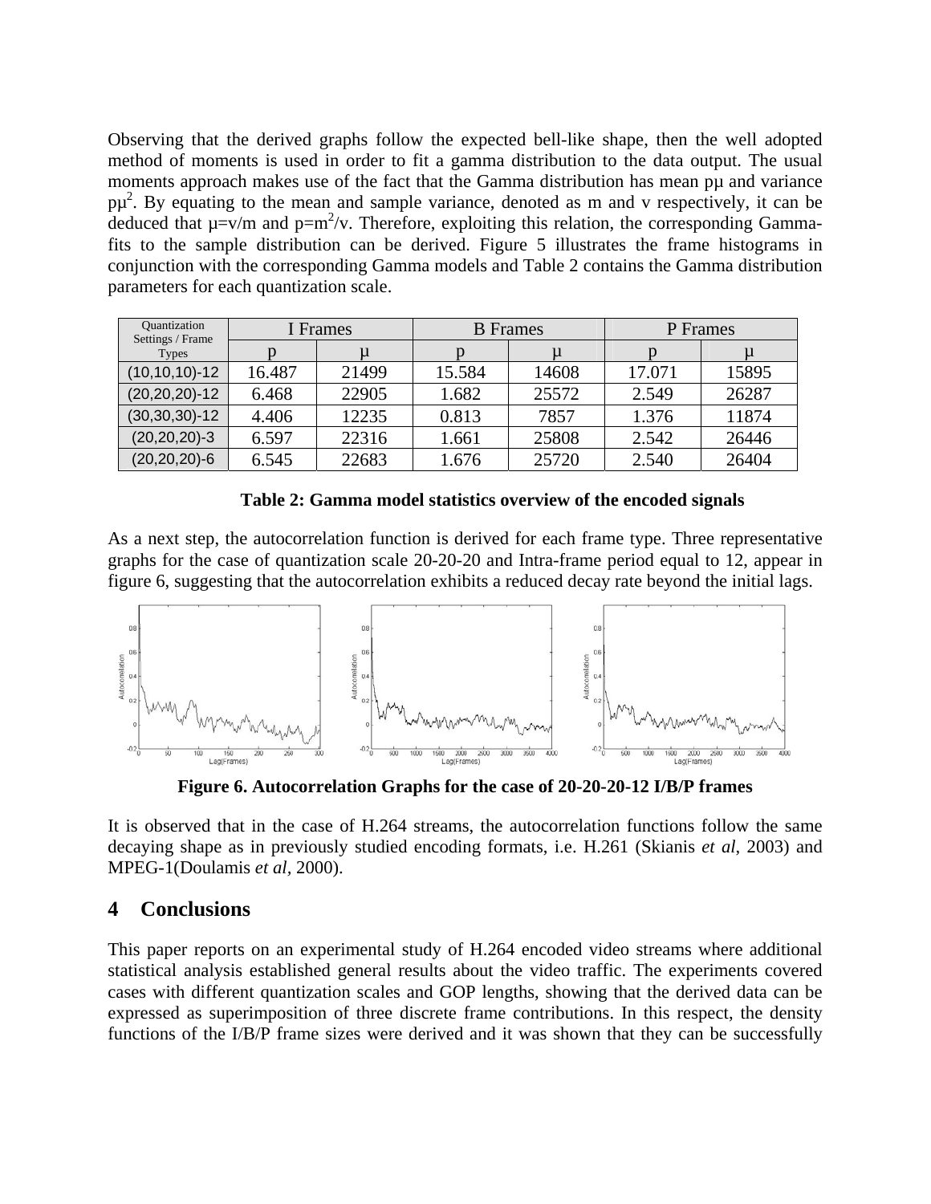Observing that the derived graphs follow the expected bell-like shape, then the well adopted method of moments is used in order to fit a gamma distribution to the data output. The usual moments approach makes use of the fact that the Gamma distribution has mean $p\mu$ and variance $p\mu^2$. By equating to the mean and sample variance, denoted as m and v respectively, it can be deduced that $\mu=v/m$ and $p=m^2/v$. Therefore, exploiting this relation, the corresponding Gamma-fits to the sample distribution can be derived. Figure 5 illustrates the frame histograms in conjunction with the corresponding Gamma models and Table 2 contains the Gamma distribution parameters for each quantization scale.

| Quantization Settings / Frame Types | I Frames | | B Frames | | P Frames | |
|---|---|---|---|---|---|---|
| | p | μ | p | μ | p | μ |
| (10,10,10)-12 | 16.487 | 21499 | 15.584 | 14608 | 17.071 | 15895 |
| (20,20,20)-12 | 6.468 | 22905 | 1.682 | 25572 | 2.549 | 26287 |
| (30,30,30)-12 | 4.406 | 12235 | 0.813 | 7857 | 1.376 | 11874 |
| (20,20,20)-3 | 6.597 | 22316 | 1.661 | 25808 | 2.542 | 26446 |
| (20,20,20)-6 | 6.545 | 22683 | 1.676 | 25720 | 2.540 | 26404 |

**Table 2: Gamma model statistics overview of the encoded signals**

As a next step, the autocorrelation function is derived for each frame type. Three representative graphs for the case of quantization scale 20-20-20 and Intra-frame period equal to 12, appear in figure 6, suggesting that the autocorrelation exhibits a reduced decay rate beyond the initial lags.

**Figure 6. Autocorrelation Graphs for the case of 20-20-20-12 I/B/P frames**

It is observed that in the case of H.264 streams, the autocorrelation functions follow the same decaying shape as in previously studied encoding formats, i.e. H.261 (Skianis *et al*, 2003) and MPEG-1(Doulamis *et al*, 2000).

## 4 Conclusions

This paper reports on an experimental study of H.264 encoded video streams where additional statistical analysis established general results about the video traffic. The experiments covered cases with different quantization scales and GOP lengths, showing that the derived data can be expressed as superimposition of three discrete frame contributions. In this respect, the density functions of the I/B/P frame sizes were derived and it was shown that they can be successfully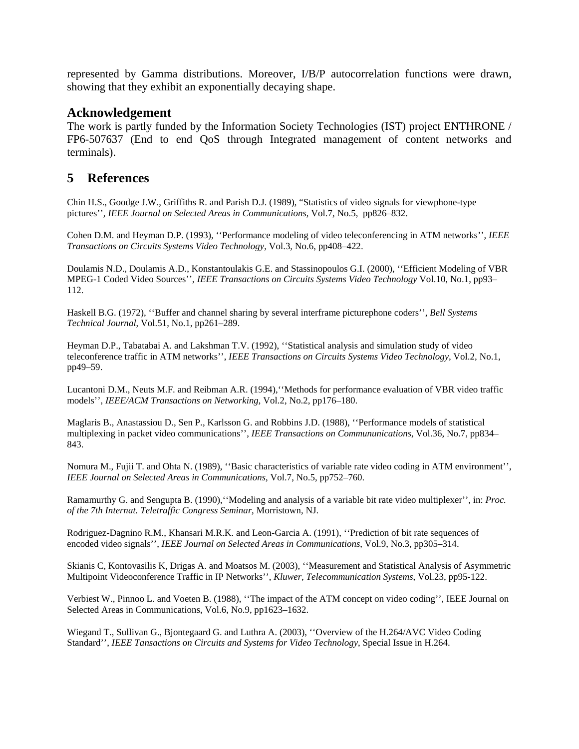represented by Gamma distributions. Moreover, I/B/P autocorrelation functions were drawn, showing that they exhibit an exponentially decaying shape.

## Acknowledgement

The work is partly funded by the Information Society Technologies (IST) project ENTHRONE / FP6-507637 (End to end QoS through Integrated management of content networks and terminals).

## 5 References

Chin H.S., Goodge J.W., Griffiths R. and Parish D.J. (1989), "Statistics of video signals for viewphone-type pictures'', *IEEE Journal on Selected Areas in Communications*, Vol.7, No.5, pp826–832.

Cohen D.M. and Heyman D.P. (1993), ''Performance modeling of video teleconferencing in ATM networks'', *IEEE Transactions on Circuits Systems Video Technology*, Vol.3, No.6, pp408–422.

Doulamis N.D., Doulamis A.D., Konstantoulakis G.E. and Stassinopoulos G.I. (2000), ''Efficient Modeling of VBR MPEG-1 Coded Video Sources'', *IEEE Transactions on Circuits Systems Video Technology* Vol.10, No.1, pp93–112.

Haskell B.G. (1972), ''Buffer and channel sharing by several interframe picturephone coders'', *Bell Systems Technical Journal*, Vol.51, No.1, pp261–289.

Heyman D.P., Tabatabai A. and Lakshman T.V. (1992), ''Statistical analysis and simulation study of video teleconference traffic in ATM networks'', *IEEE Transactions on Circuits Systems Video Technology*, Vol.2, No.1, pp49–59.

Lucantoni D.M., Neuts M.F. and Reibman A.R. (1994),''Methods for performance evaluation of VBR video traffic models'', *IEEE/ACM Transactions on Networking*, Vol.2, No.2, pp176–180.

Maglaris B., Anastassiou D., Sen P., Karlsson G. and Robbins J.D. (1988), ''Performance models of statistical multiplexing in packet video communications'', *IEEE Transactions on Commununications*, Vol.36, No.7, pp834–843.

Nomura M., Fujii T. and Ohta N. (1989), ''Basic characteristics of variable rate video coding in ATM environment'', *IEEE Journal on Selected Areas in Communications*, Vol.7, No.5, pp752–760.

Ramamurthy G. and Sengupta B. (1990),''Modeling and analysis of a variable bit rate video multiplexer'', in: *Proc. of the 7th Internat. Teletraffic Congress Seminar*, Morristown, NJ.

Rodriguez-Dagnino R.M., Khansari M.R.K. and Leon-Garcia A. (1991), ''Prediction of bit rate sequences of encoded video signals'', *IEEE Journal on Selected Areas in Communications*, Vol.9, No.3, pp305–314.

Skianis C, Kontovasilis K, Drigas A. and Moatsos M. (2003), ''Measurement and Statistical Analysis of Asymmetric Multipoint Videoconference Traffic in IP Networks'', *Kluwer, Telecommunication Systems*, Vol.23, pp95-122.

Verbiest W., Pinnoo L. and Voeten B. (1988), ''The impact of the ATM concept on video coding'', IEEE Journal on Selected Areas in Communications, Vol.6, No.9, pp1623–1632.

Wiegand T., Sullivan G., Bjontegaard G. and Luthra A. (2003), ''Overview of the H.264/AVC Video Coding Standard'', *IEEE Tansactions on Circuits and Systems for Video Technology*, Special Issue in H.264.